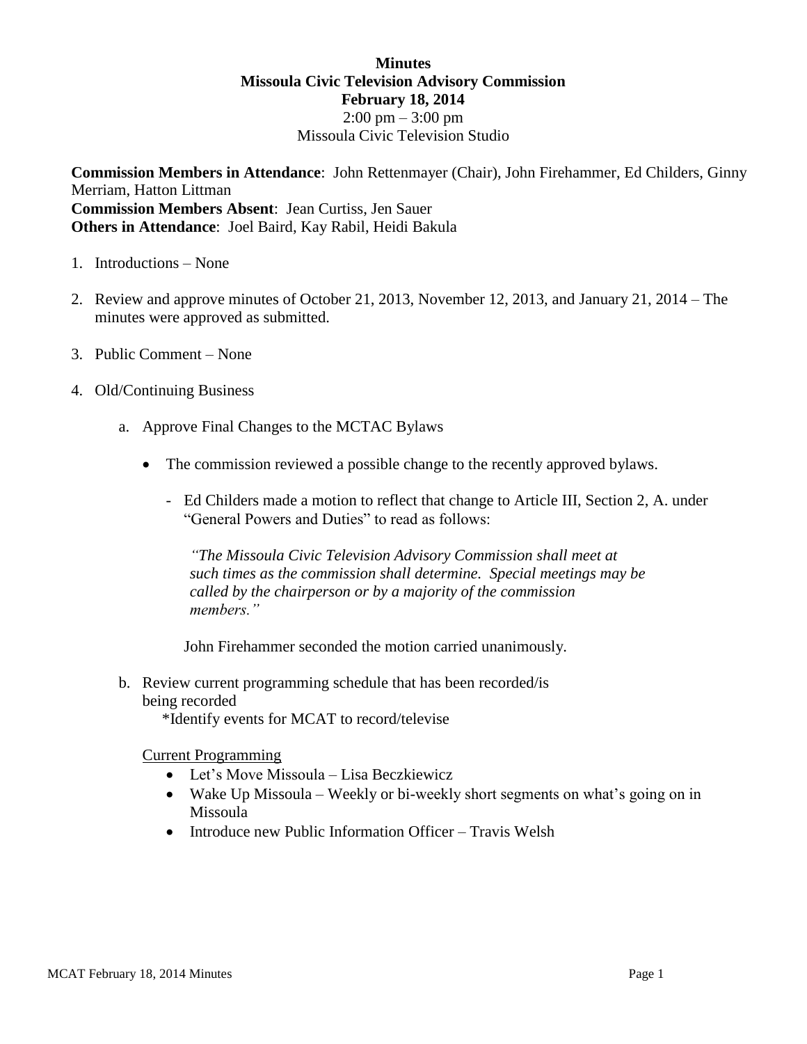**Minutes**
**Missoula Civic Television Advisory Commission**
**February 18, 2014**
2:00 pm – 3:00 pm
Missoula Civic Television Studio

**Commission Members in Attendance**: John Rettenmayer (Chair), John Firehammer, Ed Childers, Ginny Merriam, Hatton Littman
**Commission Members Absent**: Jean Curtiss, Jen Sauer
**Others in Attendance**: Joel Baird, Kay Rabil, Heidi Bakula

1. Introductions – None

2. Review and approve minutes of October 21, 2013, November 12, 2013, and January 21, 2014 – The minutes were approved as submitted.

3. Public Comment – None

4. Old/Continuing Business

   a. Approve Final Changes to the MCTAC Bylaws

      - The commission reviewed a possible change to the recently approved bylaws.

        - Ed Childers made a motion to reflect that change to Article III, Section 2, A. under "General Powers and Duties" to read as follows:

          *"The Missoula Civic Television Advisory Commission shall meet at such times as the commission shall determine. Special meetings may be called by the chairperson or by a majority of the commission members."*

          John Firehammer seconded the motion carried unanimously.

   b. Review current programming schedule that has been recorded/is being recorded
      *Identify events for MCAT to record/televise

      Current Programming

      - Let's Move Missoula – Lisa Beczkiewicz
      - Wake Up Missoula – Weekly or bi-weekly short segments on what's going on in Missoula
      - Introduce new Public Information Officer – Travis Welsh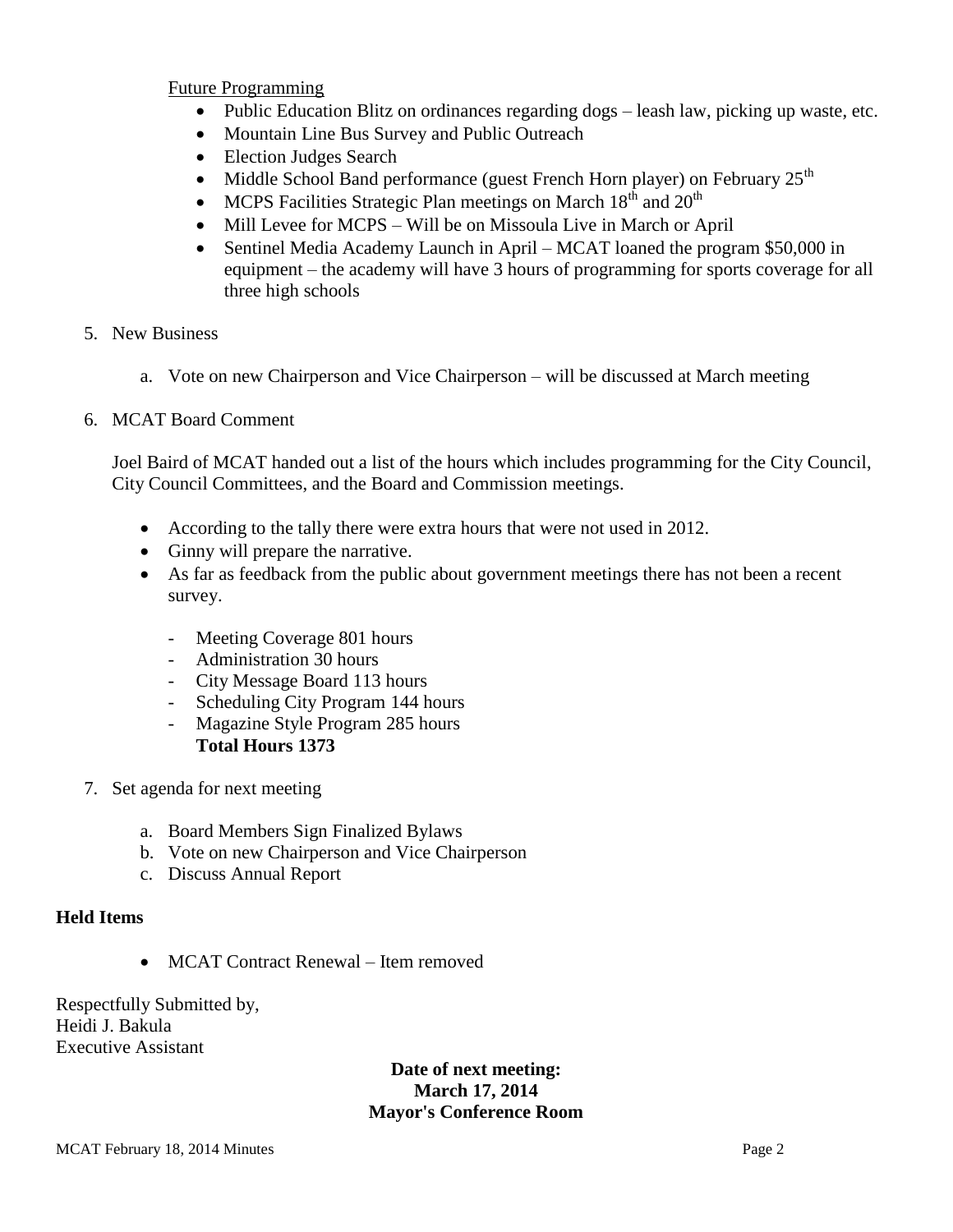Future Programming

- Public Education Blitz on ordinances regarding dogs – leash law, picking up waste, etc.
- Mountain Line Bus Survey and Public Outreach
- Election Judges Search
- Middle School Band performance (guest French Horn player) on February 25th
- MCPS Facilities Strategic Plan meetings on March 18th and 20th
- Mill Levee for MCPS – Will be on Missoula Live in March or April
- Sentinel Media Academy Launch in April – MCAT loaned the program $50,000 in equipment – the academy will have 3 hours of programming for sports coverage for all three high schools

5. New Business

   a. Vote on new Chairperson and Vice Chairperson – will be discussed at March meeting

6. MCAT Board Comment

   Joel Baird of MCAT handed out a list of the hours which includes programming for the City Council, City Council Committees, and the Board and Commission meetings.

   - According to the tally there were extra hours that were not used in 2012.
   - Ginny will prepare the narrative.
   - As far as feedback from the public about government meetings there has not been a recent survey.

     - Meeting Coverage 801 hours
     - Administration 30 hours
     - City Message Board 113 hours
     - Scheduling City Program 144 hours
     - Magazine Style Program 285 hours

     **Total Hours 1373**

7. Set agenda for next meeting

   a. Board Members Sign Finalized Bylaws
   b. Vote on new Chairperson and Vice Chairperson
   c. Discuss Annual Report

**Held Items**

- MCAT Contract Renewal – Item removed

Respectfully Submitted by,
Heidi J. Bakula
Executive Assistant

**Date of next meeting:**
**March 17, 2014**
**Mayor's Conference Room**